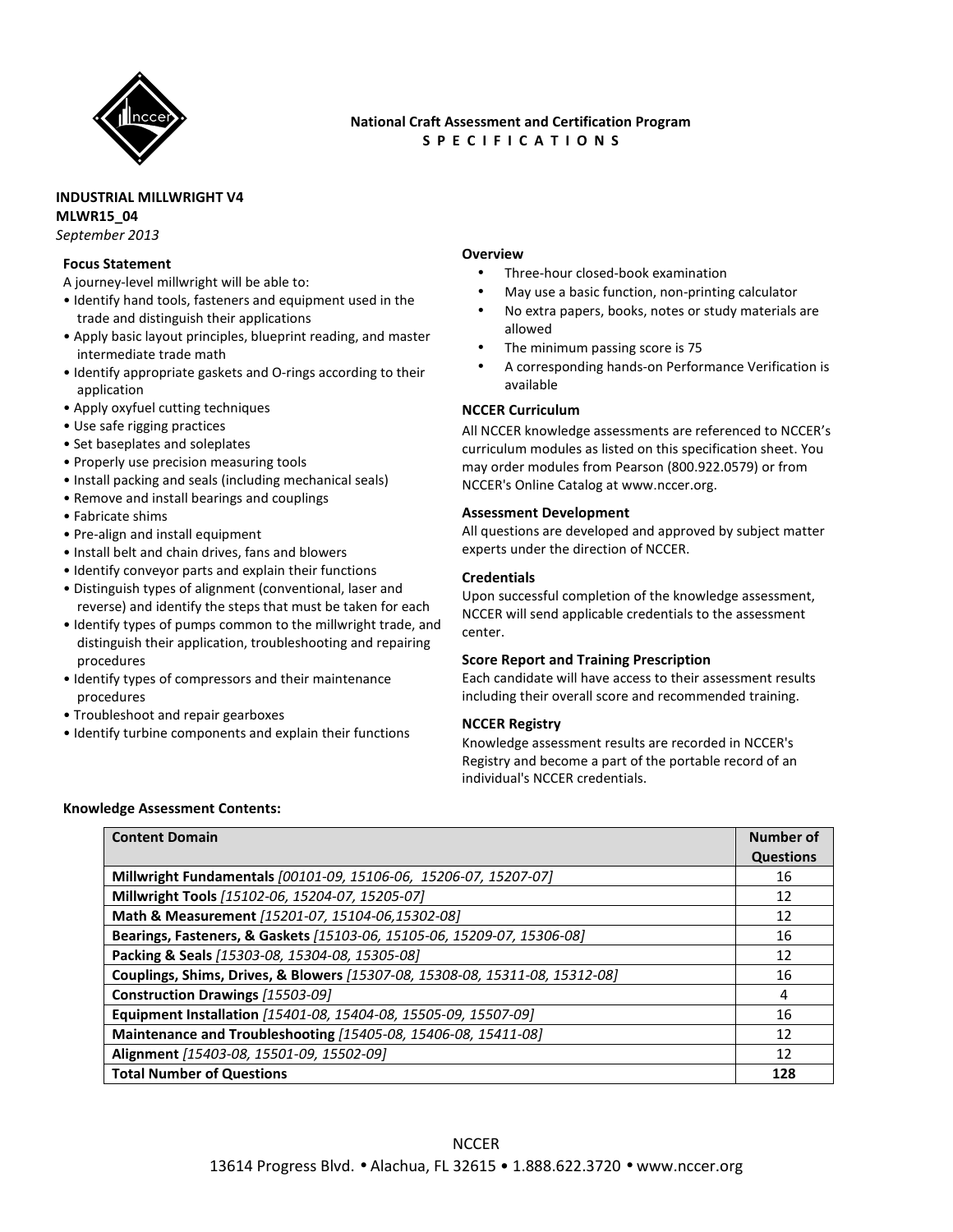**National Craft Assessment and Certification Program**
**S P E C I F I C A T I O N S**

**INDUSTRIAL MILLWRIGHT V4**
**MLWR15_04**
*September 2013*

**Focus Statement**

A journey-level millwright will be able to:

- Identify hand tools, fasteners and equipment used in the trade and distinguish their applications
- Apply basic layout principles, blueprint reading, and master intermediate trade math
- Identify appropriate gaskets and O-rings according to their application
- Apply oxyfuel cutting techniques
- Use safe rigging practices
- Set baseplates and soleplates
- Properly use precision measuring tools
- Install packing and seals (including mechanical seals)
- Remove and install bearings and couplings
- Fabricate shims
- Pre-align and install equipment
- Install belt and chain drives, fans and blowers
- Identify conveyor parts and explain their functions
- Distinguish types of alignment (conventional, laser and reverse) and identify the steps that must be taken for each
- Identify types of pumps common to the millwright trade, and distinguish their application, troubleshooting and repairing procedures
- Identify types of compressors and their maintenance procedures
- Troubleshoot and repair gearboxes
- Identify turbine components and explain their functions

**Overview**

- Three-hour closed-book examination
- May use a basic function, non-printing calculator
- No extra papers, books, notes or study materials are allowed
- The minimum passing score is 75
- A corresponding hands-on Performance Verification is available

**NCCER Curriculum**

All NCCER knowledge assessments are referenced to NCCER's curriculum modules as listed on this specification sheet. You may order modules from Pearson (800.922.0579) or from NCCER's Online Catalog at www.nccer.org.

**Assessment Development**

All questions are developed and approved by subject matter experts under the direction of NCCER.

**Credentials**

Upon successful completion of the knowledge assessment, NCCER will send applicable credentials to the assessment center.

**Score Report and Training Prescription**

Each candidate will have access to their assessment results including their overall score and recommended training.

**NCCER Registry**

Knowledge assessment results are recorded in NCCER's Registry and become a part of the portable record of an individual's NCCER credentials.

**Knowledge Assessment Contents:**

| Content Domain | Number of Questions |
|---|---|
| **Millwright Fundamentals** *[00101-09, 15106-06, 15206-07, 15207-07]* | 16 |
| **Millwright Tools** *[15102-06, 15204-07, 15205-07]* | 12 |
| **Math & Measurement** *[15201-07, 15104-06,15302-08]* | 12 |
| **Bearings, Fasteners, & Gaskets** *[15103-06, 15105-06, 15209-07, 15306-08]* | 16 |
| **Packing & Seals** *[15303-08, 15304-08, 15305-08]* | 12 |
| **Couplings, Shims, Drives, & Blowers** *[15307-08, 15308-08, 15311-08, 15312-08]* | 16 |
| **Construction Drawings** *[15503-09]* | 4 |
| **Equipment Installation** *[15401-08, 15404-08, 15505-09, 15507-09]* | 16 |
| **Maintenance and Troubleshooting** *[15405-08, 15406-08, 15411-08]* | 12 |
| **Alignment** *[15403-08, 15501-09, 15502-09]* | 12 |
| **Total Number of Questions** | **128** |

NCCER
13614 Progress Blvd. • Alachua, FL 32615 • 1.888.622.3720 • www.nccer.org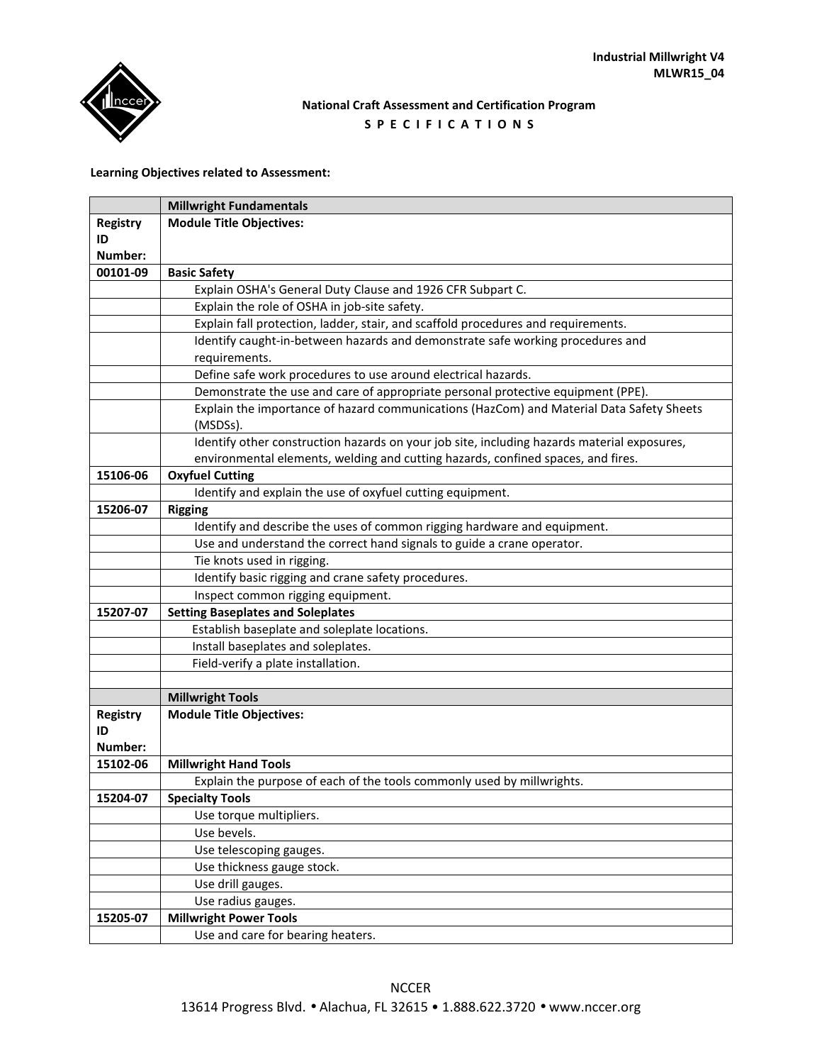**Industrial Millwright V4**
**MLWR15_04**

**National Craft Assessment and Certification Program**
**S P E C I F I C A T I O N S**

**Learning Objectives related to Assessment:**

| | **Millwright Fundamentals** |
|---|---|
| **Registry ID Number:** | **Module Title Objectives:** |
| **00101-09** | **Basic Safety** |
| | Explain OSHA's General Duty Clause and 1926 CFR Subpart C. |
| | Explain the role of OSHA in job-site safety. |
| | Explain fall protection, ladder, stair, and scaffold procedures and requirements. |
| | Identify caught-in-between hazards and demonstrate safe working procedures and requirements. |
| | Define safe work procedures to use around electrical hazards. |
| | Demonstrate the use and care of appropriate personal protective equipment (PPE). |
| | Explain the importance of hazard communications (HazCom) and Material Data Safety Sheets (MSDSs). |
| | Identify other construction hazards on your job site, including hazards material exposures, environmental elements, welding and cutting hazards, confined spaces, and fires. |
| **15106-06** | **Oxyfuel Cutting** |
| | Identify and explain the use of oxyfuel cutting equipment. |
| **15206-07** | **Rigging** |
| | Identify and describe the uses of common rigging hardware and equipment. |
| | Use and understand the correct hand signals to guide a crane operator. |
| | Tie knots used in rigging. |
| | Identify basic rigging and crane safety procedures. |
| | Inspect common rigging equipment. |
| **15207-07** | **Setting Baseplates and Soleplates** |
| | Establish baseplate and soleplate locations. |
| | Install baseplates and soleplates. |
| | Field-verify a plate installation. |
| | |
| | **Millwright Tools** |
| **Registry ID Number:** | **Module Title Objectives:** |
| **15102-06** | **Millwright Hand Tools** |
| | Explain the purpose of each of the tools commonly used by millwrights. |
| **15204-07** | **Specialty Tools** |
| | Use torque multipliers. |
| | Use bevels. |
| | Use telescoping gauges. |
| | Use thickness gauge stock. |
| | Use drill gauges. |
| | Use radius gauges. |
| **15205-07** | **Millwright Power Tools** |
| | Use and care for bearing heaters. |

NCCER
13614 Progress Blvd. • Alachua, FL 32615 • 1.888.622.3720 • www.nccer.org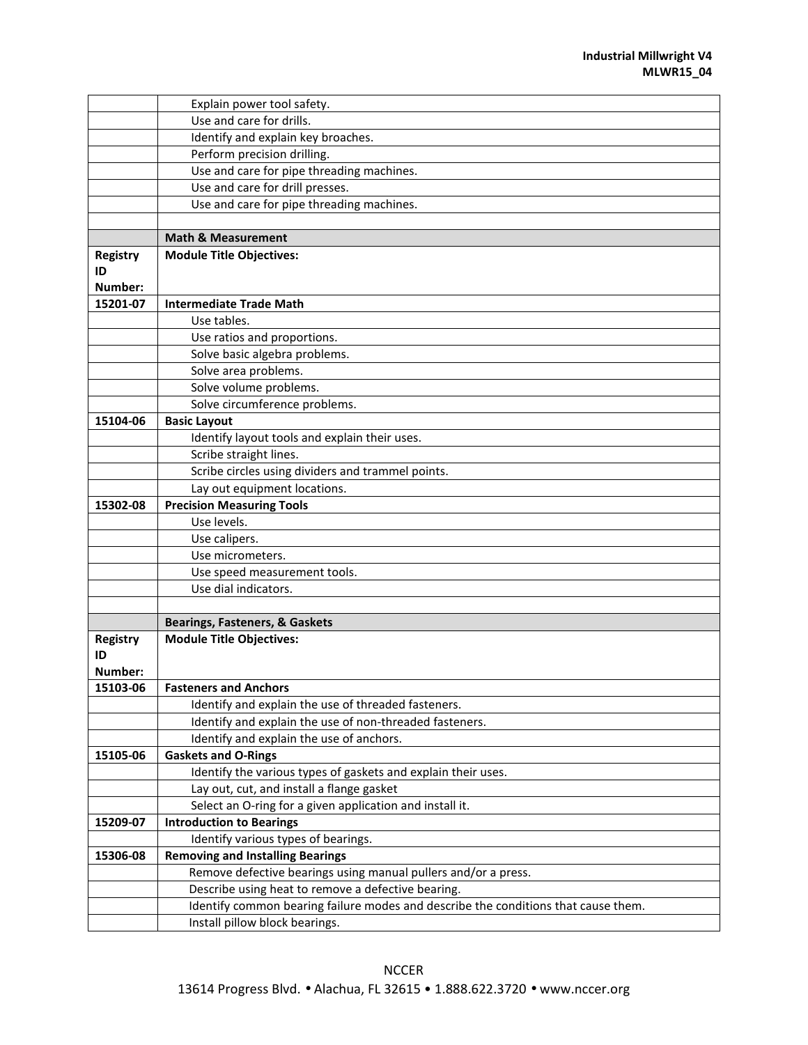| | |
|---|---|
| | Explain power tool safety. |
| | Use and care for drills. |
| | Identify and explain key broaches. |
| | Perform precision drilling. |
| | Use and care for pipe threading machines. |
| | Use and care for drill presses. |
| | Use and care for pipe threading machines. |
| | |
| | **Math & Measurement** |
| **Registry ID Number:** | **Module Title Objectives:** |
| **15201-07** | **Intermediate Trade Math** |
| | Use tables. |
| | Use ratios and proportions. |
| | Solve basic algebra problems. |
| | Solve area problems. |
| | Solve volume problems. |
| | Solve circumference problems. |
| **15104-06** | **Basic Layout** |
| | Identify layout tools and explain their uses. |
| | Scribe straight lines. |
| | Scribe circles using dividers and trammel points. |
| | Lay out equipment locations. |
| **15302-08** | **Precision Measuring Tools** |
| | Use levels. |
| | Use calipers. |
| | Use micrometers. |
| | Use speed measurement tools. |
| | Use dial indicators. |
| | |
| | **Bearings, Fasteners, & Gaskets** |
| **Registry ID Number:** | **Module Title Objectives:** |
| **15103-06** | **Fasteners and Anchors** |
| | Identify and explain the use of threaded fasteners. |
| | Identify and explain the use of non-threaded fasteners. |
| | Identify and explain the use of anchors. |
| **15105-06** | **Gaskets and O-Rings** |
| | Identify the various types of gaskets and explain their uses. |
| | Lay out, cut, and install a flange gasket |
| | Select an O-ring for a given application and install it. |
| **15209-07** | **Introduction to Bearings** |
| | Identify various types of bearings. |
| **15306-08** | **Removing and Installing Bearings** |
| | Remove defective bearings using manual pullers and/or a press. |
| | Describe using heat to remove a defective bearing. |
| | Identify common bearing failure modes and describe the conditions that cause them. |
| | Install pillow block bearings. |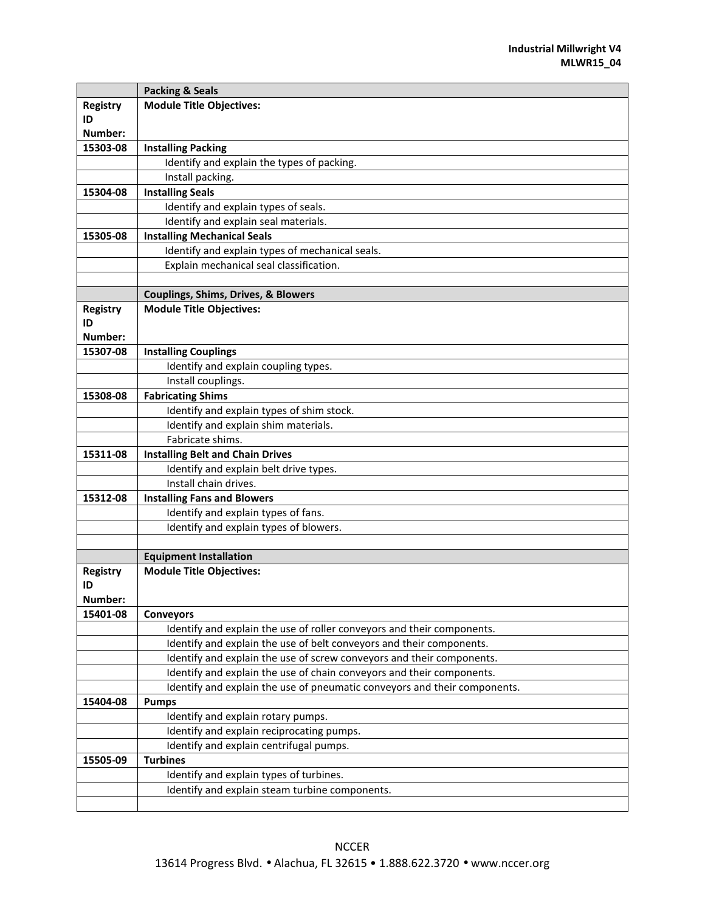| | Packing & Seals |
|---|---|
| **Registry ID Number:** | **Module Title Objectives:** |
| **15303-08** | **Installing Packing** |
| | Identify and explain the types of packing. |
| | Install packing. |
| **15304-08** | **Installing Seals** |
| | Identify and explain types of seals. |
| | Identify and explain seal materials. |
| **15305-08** | **Installing Mechanical Seals** |
| | Identify and explain types of mechanical seals. |
| | Explain mechanical seal classification. |
| | |
| | **Couplings, Shims, Drives, & Blowers** |
| **Registry ID Number:** | **Module Title Objectives:** |
| **15307-08** | **Installing Couplings** |
| | Identify and explain coupling types. |
| | Install couplings. |
| **15308-08** | **Fabricating Shims** |
| | Identify and explain types of shim stock. |
| | Identify and explain shim materials. |
| | Fabricate shims. |
| **15311-08** | **Installing Belt and Chain Drives** |
| | Identify and explain belt drive types. |
| | Install chain drives. |
| **15312-08** | **Installing Fans and Blowers** |
| | Identify and explain types of fans. |
| | Identify and explain types of blowers. |
| | |
| | **Equipment Installation** |
| **Registry ID Number:** | **Module Title Objectives:** |
| **15401-08** | **Conveyors** |
| | Identify and explain the use of roller conveyors and their components. |
| | Identify and explain the use of belt conveyors and their components. |
| | Identify and explain the use of screw conveyors and their components. |
| | Identify and explain the use of chain conveyors and their components. |
| | Identify and explain the use of pneumatic conveyors and their components. |
| **15404-08** | **Pumps** |
| | Identify and explain rotary pumps. |
| | Identify and explain reciprocating pumps. |
| | Identify and explain centrifugal pumps. |
| **15505-09** | **Turbines** |
| | Identify and explain types of turbines. |
| | Identify and explain steam turbine components. |
| | |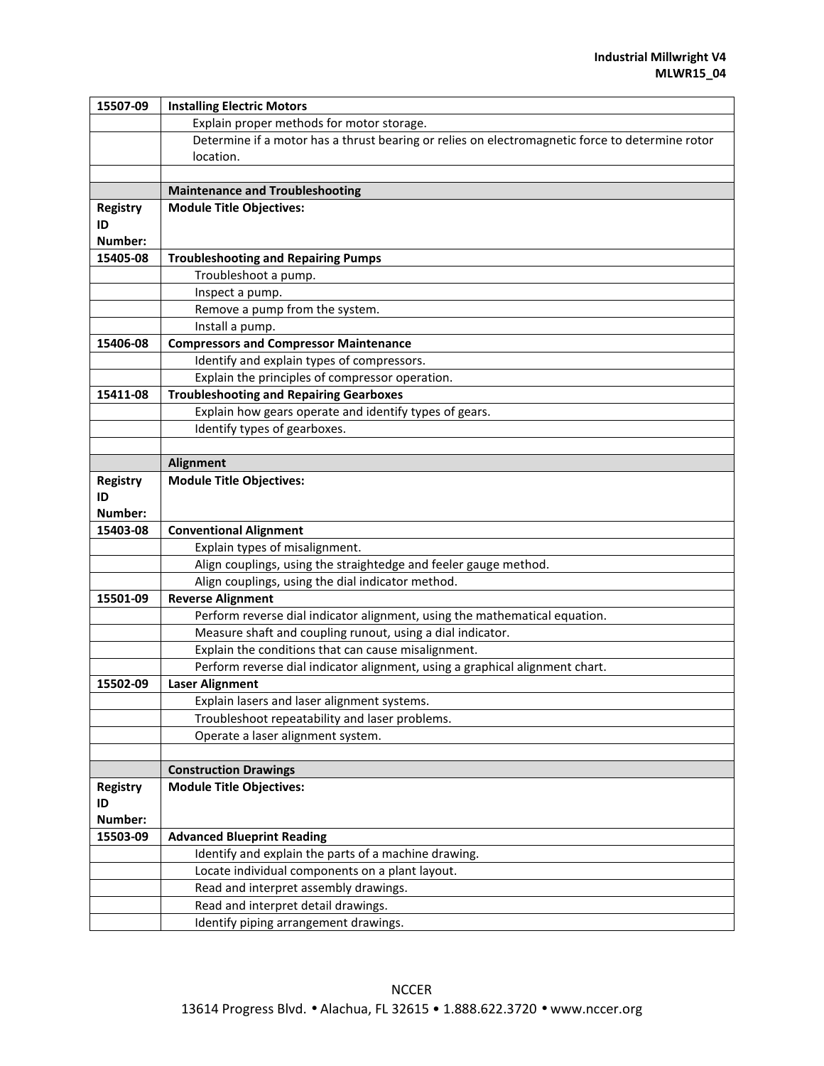| | |
|---|---|
| **15507-09** | **Installing Electric Motors** |
| | Explain proper methods for motor storage. |
| | Determine if a motor has a thrust bearing or relies on electromagnetic force to determine rotor location. |
| | |
| | **Maintenance and Troubleshooting** |
| **Registry ID Number:** | **Module Title Objectives:** |
| **15405-08** | **Troubleshooting and Repairing Pumps** |
| | Troubleshoot a pump. |
| | Inspect a pump. |
| | Remove a pump from the system. |
| | Install a pump. |
| **15406-08** | **Compressors and Compressor Maintenance** |
| | Identify and explain types of compressors. |
| | Explain the principles of compressor operation. |
| **15411-08** | **Troubleshooting and Repairing Gearboxes** |
| | Explain how gears operate and identify types of gears. |
| | Identify types of gearboxes. |
| | |
| | **Alignment** |
| **Registry ID Number:** | **Module Title Objectives:** |
| **15403-08** | **Conventional Alignment** |
| | Explain types of misalignment. |
| | Align couplings, using the straightedge and feeler gauge method. |
| | Align couplings, using the dial indicator method. |
| **15501-09** | **Reverse Alignment** |
| | Perform reverse dial indicator alignment, using the mathematical equation. |
| | Measure shaft and coupling runout, using a dial indicator. |
| | Explain the conditions that can cause misalignment. |
| | Perform reverse dial indicator alignment, using a graphical alignment chart. |
| **15502-09** | **Laser Alignment** |
| | Explain lasers and laser alignment systems. |
| | Troubleshoot repeatability and laser problems. |
| | Operate a laser alignment system. |
| | |
| | **Construction Drawings** |
| **Registry ID Number:** | **Module Title Objectives:** |
| **15503-09** | **Advanced Blueprint Reading** |
| | Identify and explain the parts of a machine drawing. |
| | Locate individual components on a plant layout. |
| | Read and interpret assembly drawings. |
| | Read and interpret detail drawings. |
| | Identify piping arrangement drawings. |